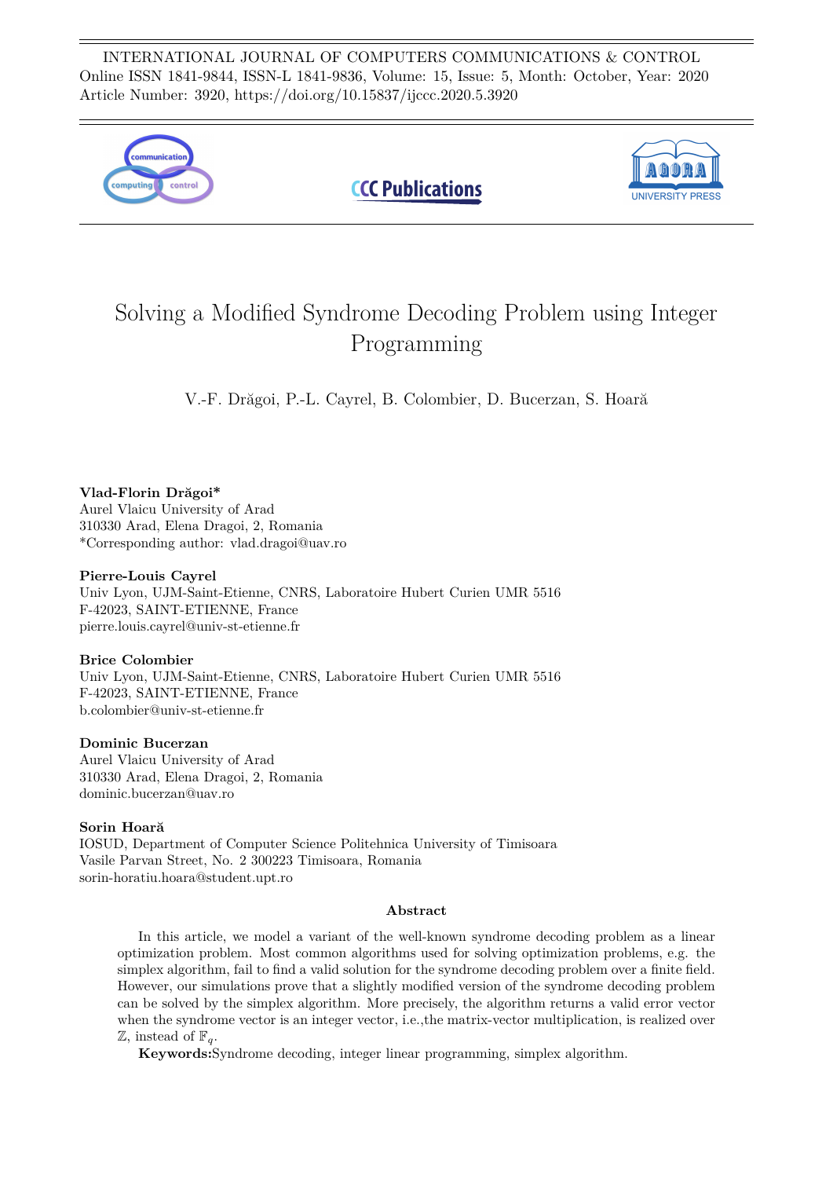INTERNATIONAL JOURNAL OF COMPUTERS COMMUNICATIONS & CONTROL
Online ISSN 1841-9844, ISSN-L 1841-9836, Volume: 15, Issue: 5, Month: October, Year: 2020
Article Number: 3920, https://doi.org/10.15837/ijccc.2020.5.3920

# Solving a Modified Syndrome Decoding Problem using Integer Programming

V.-F. Drăgoi, P.-L. Cayrel, B. Colombier, D. Bucerzan, S. Hoară

**Vlad-Florin Drăgoi***
Aurel Vlaicu University of Arad
310330 Arad, Elena Dragoi, 2, Romania
*Corresponding author: vlad.dragoi@uav.ro

**Pierre-Louis Cayrel**
Univ Lyon, UJM-Saint-Etienne, CNRS, Laboratoire Hubert Curien UMR 5516
F-42023, SAINT-ETIENNE, France
pierre.louis.cayrel@univ-st-etienne.fr

**Brice Colombier**
Univ Lyon, UJM-Saint-Etienne, CNRS, Laboratoire Hubert Curien UMR 5516
F-42023, SAINT-ETIENNE, France
b.colombier@univ-st-etienne.fr

**Dominic Bucerzan**
Aurel Vlaicu University of Arad
310330 Arad, Elena Dragoi, 2, Romania
dominic.bucerzan@uav.ro

**Sorin Hoară**
IOSUD, Department of Computer Science Politehnica University of Timisoara
Vasile Parvan Street, No. 2 300223 Timisoara, Romania
sorin-horatiu.hoara@student.upt.ro

**Abstract**

In this article, we model a variant of the well-known syndrome decoding problem as a linear optimization problem. Most common algorithms used for solving optimization problems, e.g. the simplex algorithm, fail to find a valid solution for the syndrome decoding problem over a finite field. However, our simulations prove that a slightly modified version of the syndrome decoding problem can be solved by the simplex algorithm. More precisely, the algorithm returns a valid error vector when the syndrome vector is an integer vector, i.e.,the matrix-vector multiplication, is realized over $\mathbb{Z}$, instead of $\mathbb{F}_q$.

**Keywords:** Syndrome decoding, integer linear programming, simplex algorithm.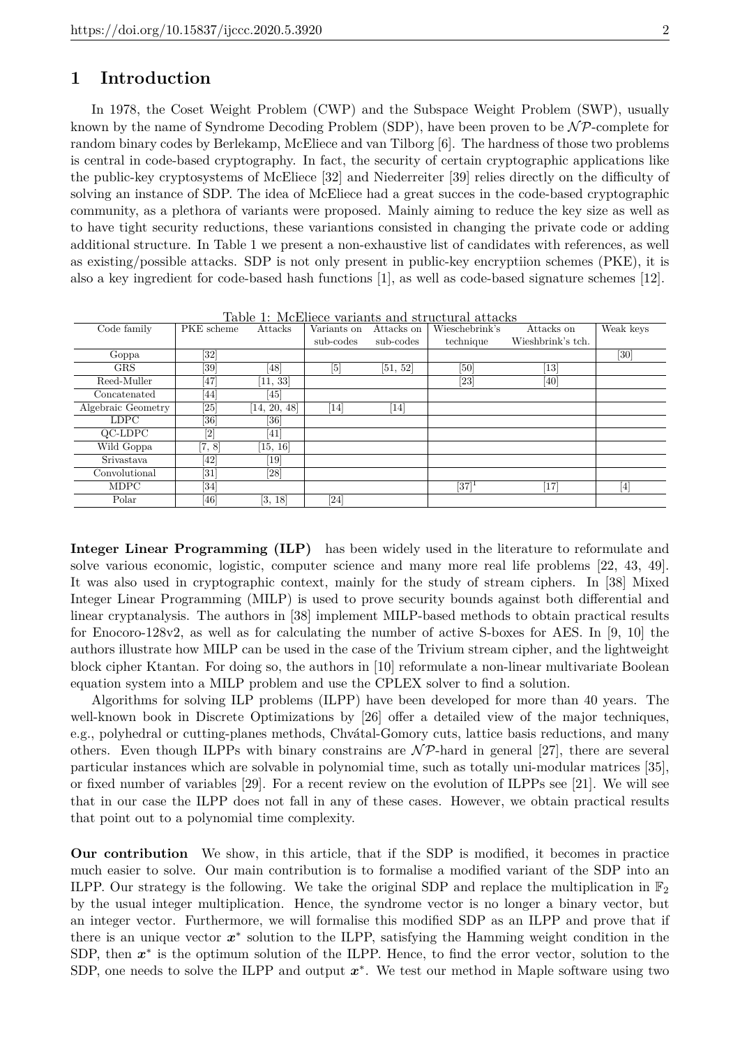# 1 Introduction

In 1978, the Coset Weight Problem (CWP) and the Subspace Weight Problem (SWP), usually known by the name of Syndrome Decoding Problem (SDP), have been proven to be $\mathcal{NP}$-complete for random binary codes by Berlekamp, McEliece and van Tilborg [6]. The hardness of those two problems is central in code-based cryptography. In fact, the security of certain cryptographic applications like the public-key cryptosystems of McEliece [32] and Niederreiter [39] relies directly on the difficulty of solving an instance of SDP. The idea of McEliece had a great succes in the code-based cryptographic community, as a plethora of variants were proposed. Mainly aiming to reduce the key size as well as to have tight security reductions, these variantions consisted in changing the private code or adding additional structure. In Table 1 we present a non-exhaustive list of candidates with references, as well as existing/possible attacks. SDP is not only present in public-key encryptiion schemes (PKE), it is also a key ingredient for code-based hash functions [1], as well as code-based signature schemes [12].

Table 1: McEliece variants and structural attacks

| Code family | PKE scheme | Attacks | Variants on sub-codes | Attacks on sub-codes | Wieschebrink's technique | Attacks on Wieshbrink's tch. | Weak keys |
|---|---|---|---|---|---|---|---|
| Goppa | [32] | | | | | | [30] |
| GRS | [39] | [48] | [5] | [51, 52] | [50] | [13] | |
| Reed-Muller | [47] | [11, 33] | | | [23] | [40] | |
| Concatenated | [44] | [45] | | | | | |
| Algebraic Geometry | [25] | [14, 20, 48] | [14] | [14] | | | |
| LDPC | [36] | [36] | | | | | |
| QC-LDPC | [2] | [41] | | | | | |
| Wild Goppa | [7, 8] | [15, 16] | | | | | |
| Srivastava | [42] | [19] | | | | | |
| Convolutional | [31] | [28] | | | | | |
| MDPC | [34] | | | | [37][1] | [17] | [4] |
| Polar | [46] | [3, 18] | [24] | | | | |

**Integer Linear Programming (ILP)** has been widely used in the literature to reformulate and solve various economic, logistic, computer science and many more real life problems [22, 43, 49]. It was also used in cryptographic context, mainly for the study of stream ciphers. In [38] Mixed Integer Linear Programming (MILP) is used to prove security bounds against both differential and linear cryptanalysis. The authors in [38] implement MILP-based methods to obtain practical results for Enocoro-128v2, as well as for calculating the number of active S-boxes for AES. In [9, 10] the authors illustrate how MILP can be used in the case of the Trivium stream cipher, and the lightweight block cipher Ktantan. For doing so, the authors in [10] reformulate a non-linear multivariate Boolean equation system into a MILP problem and use the CPLEX solver to find a solution.

Algorithms for solving ILP problems (ILPP) have been developed for more than 40 years. The well-known book in Discrete Optimizations by [26] offer a detailed view of the major techniques, e.g., polyhedral or cutting-planes methods, Chvátal-Gomory cuts, lattice basis reductions, and many others. Even though ILPPs with binary constrains are $\mathcal{NP}$-hard in general [27], there are several particular instances which are solvable in polynomial time, such as totally uni-modular matrices [35], or fixed number of variables [29]. For a recent review on the evolution of ILPPs see [21]. We will see that in our case the ILPP does not fall in any of these cases. However, we obtain practical results that point out to a polynomial time complexity.

**Our contribution** We show, in this article, that if the SDP is modified, it becomes in practice much easier to solve. Our main contribution is to formalise a modified variant of the SDP into an ILPP. Our strategy is the following. We take the original SDP and replace the multiplication in $\mathbb{F}_2$ by the usual integer multiplication. Hence, the syndrome vector is no longer a binary vector, but an integer vector. Furthermore, we will formalise this modified SDP as an ILPP and prove that if there is an unique vector $\boldsymbol{x}^*$ solution to the ILPP, satisfying the Hamming weight condition in the SDP, then $\boldsymbol{x}^*$ is the optimum solution of the ILPP. Hence, to find the error vector, solution to the SDP, one needs to solve the ILPP and output $\boldsymbol{x}^*$. We test our method in Maple software using two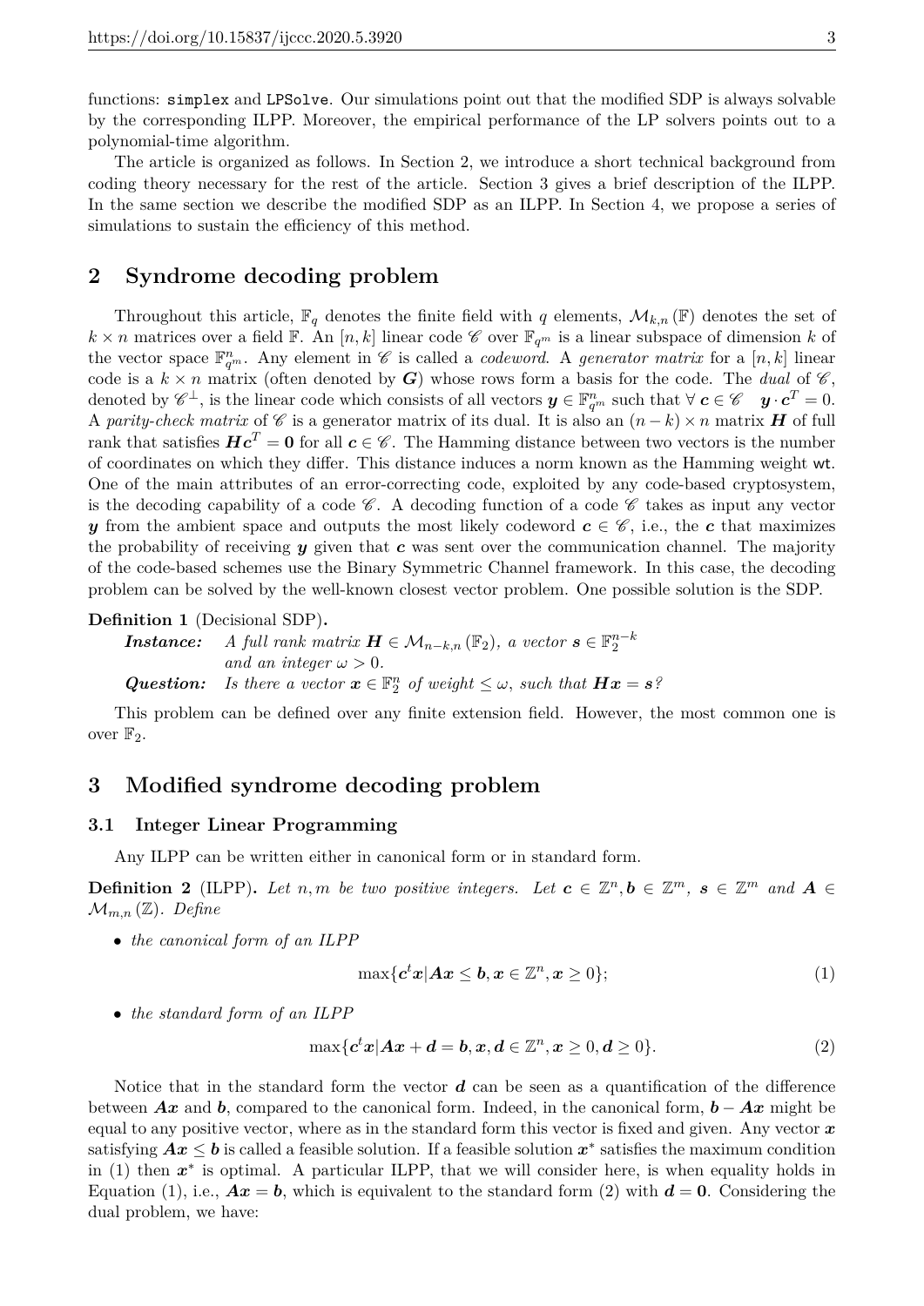functions: `simplex` and `LPSolve`. Our simulations point out that the modified SDP is always solvable by the corresponding ILPP. Moreover, the empirical performance of the LP solvers points out to a polynomial-time algorithm.

The article is organized as follows. In Section 2, we introduce a short technical background from coding theory necessary for the rest of the article. Section 3 gives a brief description of the ILPP. In the same section we describe the modified SDP as an ILPP. In Section 4, we propose a series of simulations to sustain the efficiency of this method.

## 2 Syndrome decoding problem

Throughout this article, $\mathbb{F}_q$ denotes the finite field with $q$ elements, $\mathcal{M}_{k,n}(\mathbb{F})$ denotes the set of $k \times n$ matrices over a field $\mathbb{F}$. An $[n, k]$ linear code $\mathscr{C}$ over $\mathbb{F}_{q^m}$ is a linear subspace of dimension $k$ of the vector space $\mathbb{F}_{q^m}^n$. Any element in $\mathscr{C}$ is called a *codeword*. A *generator matrix* for a $[n, k]$ linear code is a $k \times n$ matrix (often denoted by $\boldsymbol{G}$) whose rows form a basis for the code. The *dual* of $\mathscr{C}$, denoted by $\mathscr{C}^\perp$, is the linear code which consists of all vectors $\boldsymbol{y} \in \mathbb{F}_{q^m}^n$ such that $\forall\, \boldsymbol{c} \in \mathscr{C} \quad \boldsymbol{y} \cdot \boldsymbol{c}^T = 0$. A *parity-check matrix* of $\mathscr{C}$ is a generator matrix of its dual. It is also an $(n-k) \times n$ matrix $\boldsymbol{H}$ of full rank that satisfies $\boldsymbol{H}\boldsymbol{c}^T = \boldsymbol{0}$ for all $\boldsymbol{c} \in \mathscr{C}$. The Hamming distance between two vectors is the number of coordinates on which they differ. This distance induces a norm known as the Hamming weight wt. One of the main attributes of an error-correcting code, exploited by any code-based cryptosystem, is the decoding capability of a code $\mathscr{C}$. A decoding function of a code $\mathscr{C}$ takes as input any vector $\boldsymbol{y}$ from the ambient space and outputs the most likely codeword $\boldsymbol{c} \in \mathscr{C}$, i.e., the $\boldsymbol{c}$ that maximizes the probability of receiving $\boldsymbol{y}$ given that $\boldsymbol{c}$ was sent over the communication channel. The majority of the code-based schemes use the Binary Symmetric Channel framework. In this case, the decoding problem can be solved by the well-known closest vector problem. One possible solution is the SDP.

**Definition 1** (Decisional SDP)**.**
***Instance:*** *A full rank matrix $\boldsymbol{H} \in \mathcal{M}_{n-k,n}(\mathbb{F}_2)$, a vector $\boldsymbol{s} \in \mathbb{F}_2^{n-k}$ and an integer $\omega > 0$.*
***Question:*** *Is there a vector $\boldsymbol{x} \in \mathbb{F}_2^n$ of weight $\leq \omega$, such that $\boldsymbol{H}\boldsymbol{x} = \boldsymbol{s}$?*

This problem can be defined over any finite extension field. However, the most common one is over $\mathbb{F}_2$.

## 3 Modified syndrome decoding problem

### 3.1 Integer Linear Programming

Any ILPP can be written either in canonical form or in standard form.

**Definition 2** (ILPP)**.** *Let $n, m$ be two positive integers. Let $\boldsymbol{c} \in \mathbb{Z}^n, \boldsymbol{b} \in \mathbb{Z}^m$, $\boldsymbol{s} \in \mathbb{Z}^m$ and $\boldsymbol{A} \in \mathcal{M}_{m,n}(\mathbb{Z})$. Define*

- *the canonical form of an ILPP*

$$\max\{\boldsymbol{c}^t\boldsymbol{x} | \boldsymbol{A}\boldsymbol{x} \leq \boldsymbol{b}, \boldsymbol{x} \in \mathbb{Z}^n, \boldsymbol{x} \geq 0\}; \tag{1}$$

- *the standard form of an ILPP*

$$\max\{\boldsymbol{c}^t\boldsymbol{x} | \boldsymbol{A}\boldsymbol{x} + \boldsymbol{d} = \boldsymbol{b}, \boldsymbol{x}, \boldsymbol{d} \in \mathbb{Z}^n, \boldsymbol{x} \geq 0, \boldsymbol{d} \geq 0\}. \tag{2}$$

Notice that in the standard form the vector $\boldsymbol{d}$ can be seen as a quantification of the difference between $\boldsymbol{A}\boldsymbol{x}$ and $\boldsymbol{b}$, compared to the canonical form. Indeed, in the canonical form, $\boldsymbol{b} - \boldsymbol{A}\boldsymbol{x}$ might be equal to any positive vector, where as in the standard form this vector is fixed and given. Any vector $\boldsymbol{x}$ satisfying $\boldsymbol{A}\boldsymbol{x} \leq \boldsymbol{b}$ is called a feasible solution. If a feasible solution $\boldsymbol{x}^*$ satisfies the maximum condition in (1) then $\boldsymbol{x}^*$ is optimal. A particular ILPP, that we will consider here, is when equality holds in Equation (1), i.e., $\boldsymbol{A}\boldsymbol{x} = \boldsymbol{b}$, which is equivalent to the standard form (2) with $\boldsymbol{d} = \boldsymbol{0}$. Considering the dual problem, we have: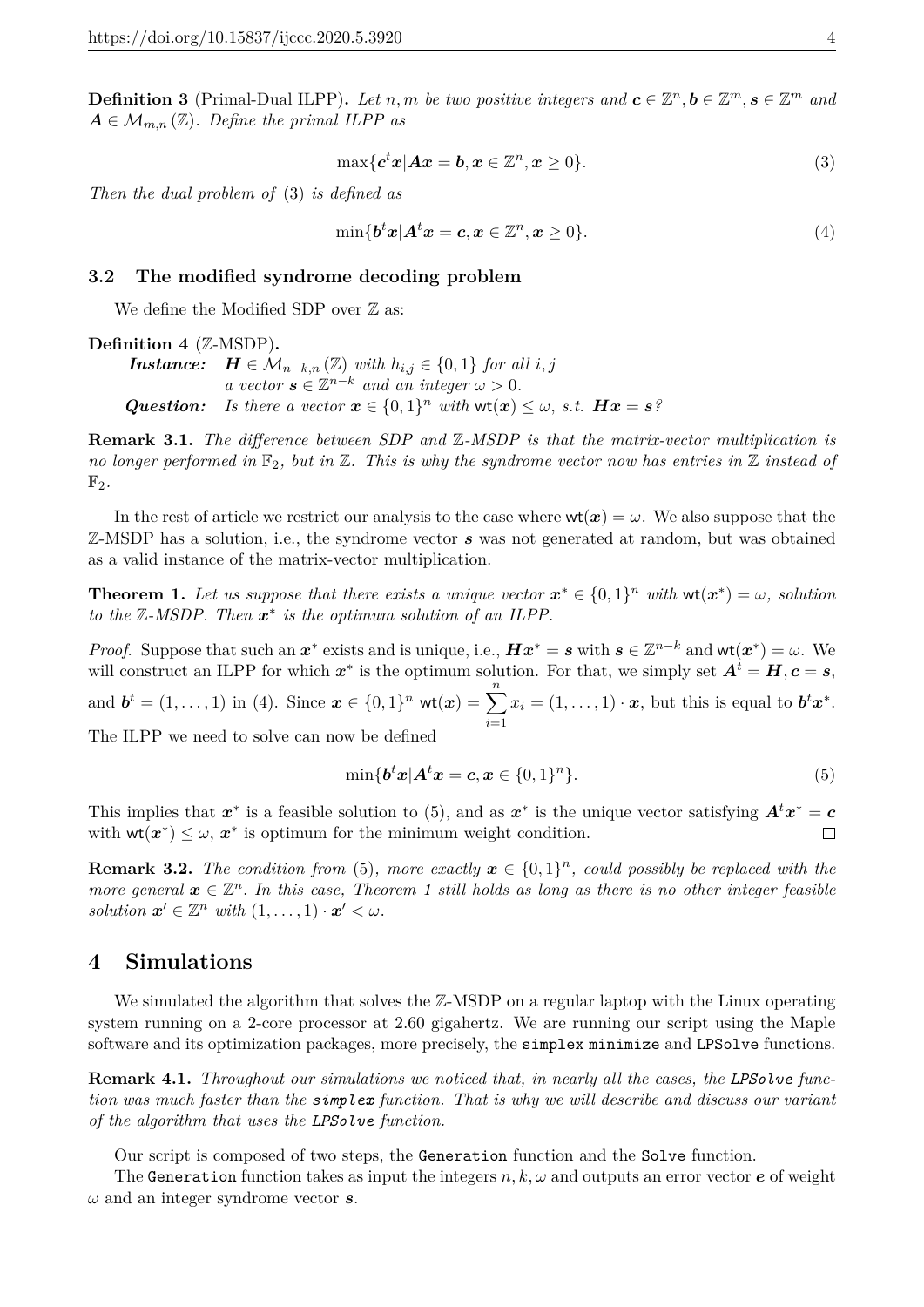**Definition 3** (Primal-Dual ILPP)**.** *Let $n, m$ be two positive integers and $\boldsymbol{c} \in \mathbb{Z}^n, \boldsymbol{b} \in \mathbb{Z}^m, \boldsymbol{s} \in \mathbb{Z}^m$ and $\boldsymbol{A} \in \mathcal{M}_{m,n}(\mathbb{Z})$. Define the primal ILPP as*

$$\max\{\boldsymbol{c}^t\boldsymbol{x} | \boldsymbol{A}\boldsymbol{x} = \boldsymbol{b}, \boldsymbol{x} \in \mathbb{Z}^n, \boldsymbol{x} \geq 0\}. \tag{3}$$

*Then the dual problem of* (3) *is defined as*

$$\min\{\boldsymbol{b}^t\boldsymbol{x} | \boldsymbol{A}^t\boldsymbol{x} = \boldsymbol{c}, \boldsymbol{x} \in \mathbb{Z}^n, \boldsymbol{x} \geq 0\}. \tag{4}$$

### 3.2 The modified syndrome decoding problem

We define the Modified SDP over $\mathbb{Z}$ as:

**Definition 4** ($\mathbb{Z}$-MSDP)**.**

***Instance:*** $\boldsymbol{H} \in \mathcal{M}_{n-k,n}(\mathbb{Z})$ *with* $h_{i,j} \in \{0, 1\}$ *for all* $i, j$
*a vector* $\boldsymbol{s} \in \mathbb{Z}^{n-k}$ *and an integer* $\omega > 0$.

***Question:*** *Is there a vector* $\boldsymbol{x} \in \{0, 1\}^n$ *with* $\mathsf{wt}(\boldsymbol{x}) \leq \omega$, *s.t.* $\boldsymbol{H}\boldsymbol{x} = \boldsymbol{s}$*?*

**Remark 3.1.** *The difference between SDP and $\mathbb{Z}$-MSDP is that the matrix-vector multiplication is no longer performed in $\mathbb{F}_2$, but in $\mathbb{Z}$. This is why the syndrome vector now has entries in $\mathbb{Z}$ instead of $\mathbb{F}_2$.*

In the rest of article we restrict our analysis to the case where $\mathsf{wt}(\boldsymbol{x}) = \omega$. We also suppose that the $\mathbb{Z}$-MSDP has a solution, i.e., the syndrome vector $\boldsymbol{s}$ was not generated at random, but was obtained as a valid instance of the matrix-vector multiplication.

**Theorem 1.** *Let us suppose that there exists a unique vector $\boldsymbol{x}^* \in \{0, 1\}^n$ with $\mathsf{wt}(\boldsymbol{x}^*) = \omega$, solution to the $\mathbb{Z}$-MSDP. Then $\boldsymbol{x}^*$ is the optimum solution of an ILPP.*

*Proof.* Suppose that such an $\boldsymbol{x}^*$ exists and is unique, i.e., $\boldsymbol{H}\boldsymbol{x}^* = \boldsymbol{s}$ with $\boldsymbol{s} \in \mathbb{Z}^{n-k}$ and $\mathsf{wt}(\boldsymbol{x}^*) = \omega$. We will construct an ILPP for which $\boldsymbol{x}^*$ is the optimum solution. For that, we simply set $\boldsymbol{A}^t = \boldsymbol{H}, \boldsymbol{c} = \boldsymbol{s}$, and $\boldsymbol{b}^t = (1, \ldots, 1)$ in (4). Since $\boldsymbol{x} \in \{0, 1\}^n$ $\mathsf{wt}(\boldsymbol{x}) = \sum_{i=1}^{n} x_i = (1, \ldots, 1) \cdot \boldsymbol{x}$, but this is equal to $\boldsymbol{b}^t\boldsymbol{x}^*$. The ILPP we need to solve can now be defined

$$\min\{\boldsymbol{b}^t\boldsymbol{x} | \boldsymbol{A}^t\boldsymbol{x} = \boldsymbol{c}, \boldsymbol{x} \in \{0, 1\}^n\}. \tag{5}$$

This implies that $\boldsymbol{x}^*$ is a feasible solution to (5), and as $\boldsymbol{x}^*$ is the unique vector satisfying $\boldsymbol{A}^t\boldsymbol{x}^* = \boldsymbol{c}$ with $\mathsf{wt}(\boldsymbol{x}^*) \leq \omega$, $\boldsymbol{x}^*$ is optimum for the minimum weight condition. □

**Remark 3.2.** *The condition from* (5)*, more exactly $\boldsymbol{x} \in \{0, 1\}^n$, could possibly be replaced with the more general $\boldsymbol{x} \in \mathbb{Z}^n$. In this case, Theorem 1 still holds as long as there is no other integer feasible solution $\boldsymbol{x}' \in \mathbb{Z}^n$ with $(1, \ldots, 1) \cdot \boldsymbol{x}' < \omega$.*

## 4 Simulations

We simulated the algorithm that solves the $\mathbb{Z}$-MSDP on a regular laptop with the Linux operating system running on a 2-core processor at 2.60 gigahertz. We are running our script using the Maple software and its optimization packages, more precisely, the `simplex` `minimize` and `LPSolve` functions.

**Remark 4.1.** *Throughout our simulations we noticed that, in nearly all the cases, the `LPSolve` function was much faster than the `simplex` function. That is why we will describe and discuss our variant of the algorithm that uses the `LPSolve` function.*

Our script is composed of two steps, the `Generation` function and the `Solve` function.

The `Generation` function takes as input the integers $n, k, \omega$ and outputs an error vector $\boldsymbol{e}$ of weight $\omega$ and an integer syndrome vector $\boldsymbol{s}$.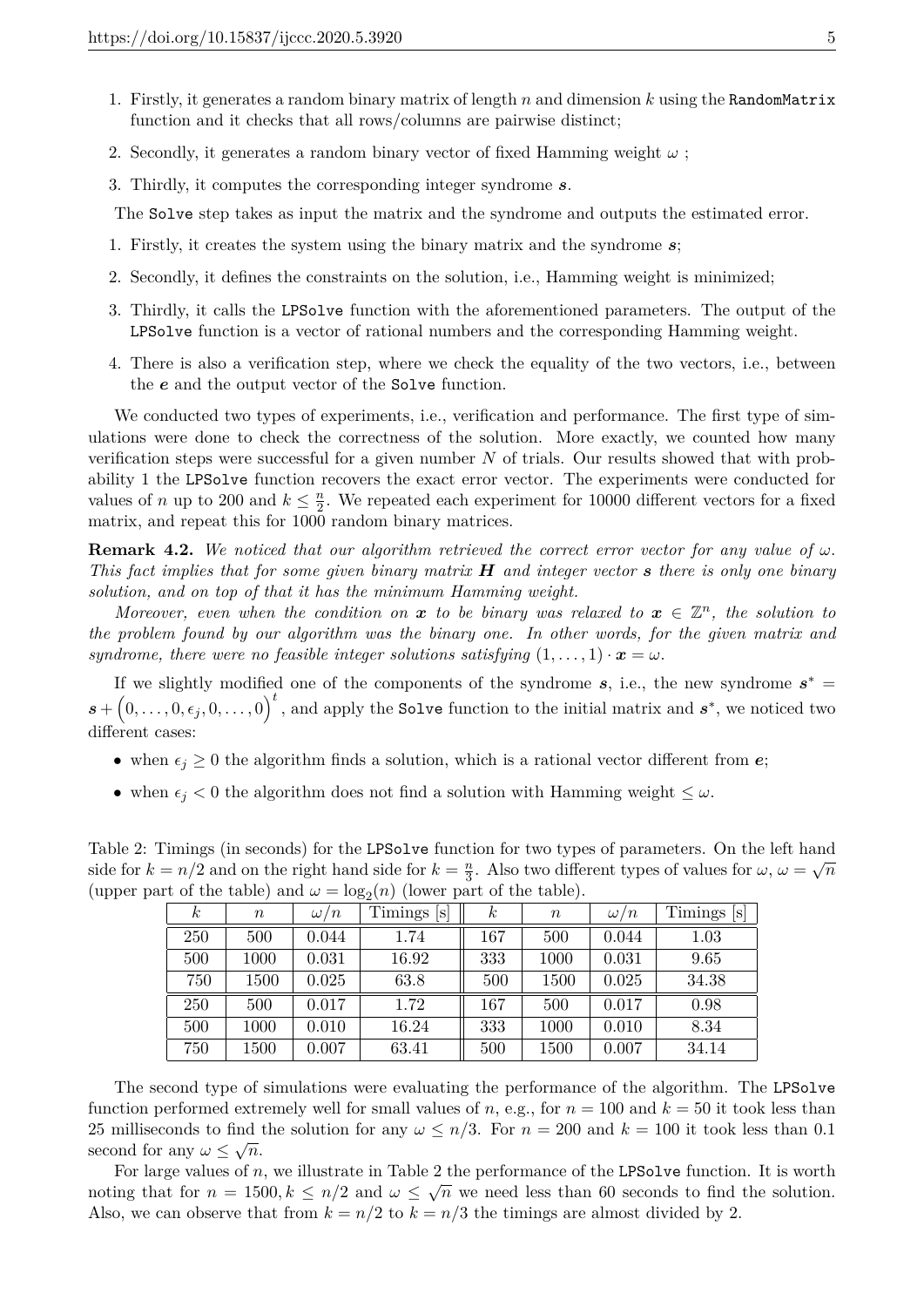1. Firstly, it generates a random binary matrix of length $n$ and dimension $k$ using the `RandomMatrix` function and it checks that all rows/columns are pairwise distinct;
2. Secondly, it generates a random binary vector of fixed Hamming weight $\omega$ ;
3. Thirdly, it computes the corresponding integer syndrome $\boldsymbol{s}$.

The `Solve` step takes as input the matrix and the syndrome and outputs the estimated error.

1. Firstly, it creates the system using the binary matrix and the syndrome $\boldsymbol{s}$;
2. Secondly, it defines the constraints on the solution, i.e., Hamming weight is minimized;
3. Thirdly, it calls the `LPSolve` function with the aforementioned parameters. The output of the `LPSolve` function is a vector of rational numbers and the corresponding Hamming weight.
4. There is also a verification step, where we check the equality of the two vectors, i.e., between the $\boldsymbol{e}$ and the output vector of the `Solve` function.

We conducted two types of experiments, i.e., verification and performance. The first type of simulations were done to check the correctness of the solution. More exactly, we counted how many verification steps were successful for a given number $N$ of trials. Our results showed that with probability 1 the `LPSolve` function recovers the exact error vector. The experiments were conducted for values of $n$ up to 200 and $k \leq \frac{n}{2}$. We repeated each experiment for 10000 different vectors for a fixed matrix, and repeat this for 1000 random binary matrices.

**Remark 4.2.** *We noticed that our algorithm retrieved the correct error vector for any value of $\omega$. This fact implies that for some given binary matrix $\boldsymbol{H}$ and integer vector $\boldsymbol{s}$ there is only one binary solution, and on top of that it has the minimum Hamming weight.*

*Moreover, even when the condition on $\boldsymbol{x}$ to be binary was relaxed to $\boldsymbol{x} \in \mathbb{Z}^n$, the solution to the problem found by our algorithm was the binary one. In other words, for the given matrix and syndrome, there were no feasible integer solutions satisfying $(1, \ldots, 1) \cdot \boldsymbol{x} = \omega$.*

If we slightly modified one of the components of the syndrome $\boldsymbol{s}$, i.e., the new syndrome $\boldsymbol{s}^* = \boldsymbol{s} + \left(0, \ldots, 0, \epsilon_j, 0, \ldots, 0\right)^t$, and apply the `Solve` function to the initial matrix and $\boldsymbol{s}^*$, we noticed two different cases:

- when $\epsilon_j \geq 0$ the algorithm finds a solution, which is a rational vector different from $\boldsymbol{e}$;
- when $\epsilon_j < 0$ the algorithm does not find a solution with Hamming weight $\leq \omega$.

Table 2: Timings (in seconds) for the `LPSolve` function for two types of parameters. On the left hand side for $k = n/2$ and on the right hand side for $k = \frac{n}{3}$. Also two different types of values for $\omega$, $\omega = \sqrt{n}$ (upper part of the table) and $\omega = \log_2(n)$ (lower part of the table).

| $k$ | $n$ | $\omega/n$ | Timings [s] | $k$ | $n$ | $\omega/n$ | Timings [s] |
|---|---|---|---|---|---|---|---|
| 250 | 500 | 0.044 | 1.74 | 167 | 500 | 0.044 | 1.03 |
| 500 | 1000 | 0.031 | 16.92 | 333 | 1000 | 0.031 | 9.65 |
| 750 | 1500 | 0.025 | 63.8 | 500 | 1500 | 0.025 | 34.38 |
| 250 | 500 | 0.017 | 1.72 | 167 | 500 | 0.017 | 0.98 |
| 500 | 1000 | 0.010 | 16.24 | 333 | 1000 | 0.010 | 8.34 |
| 750 | 1500 | 0.007 | 63.41 | 500 | 1500 | 0.007 | 34.14 |

The second type of simulations were evaluating the performance of the algorithm. The `LPSolve` function performed extremely well for small values of $n$, e.g., for $n = 100$ and $k = 50$ it took less than 25 milliseconds to find the solution for any $\omega \leq n/3$. For $n = 200$ and $k = 100$ it took less than 0.1 second for any $\omega \leq \sqrt{n}$.

For large values of $n$, we illustrate in Table 2 the performance of the `LPSolve` function. It is worth noting that for $n = 1500, k \leq n/2$ and $\omega \leq \sqrt{n}$ we need less than 60 seconds to find the solution. Also, we can observe that from $k = n/2$ to $k = n/3$ the timings are almost divided by 2.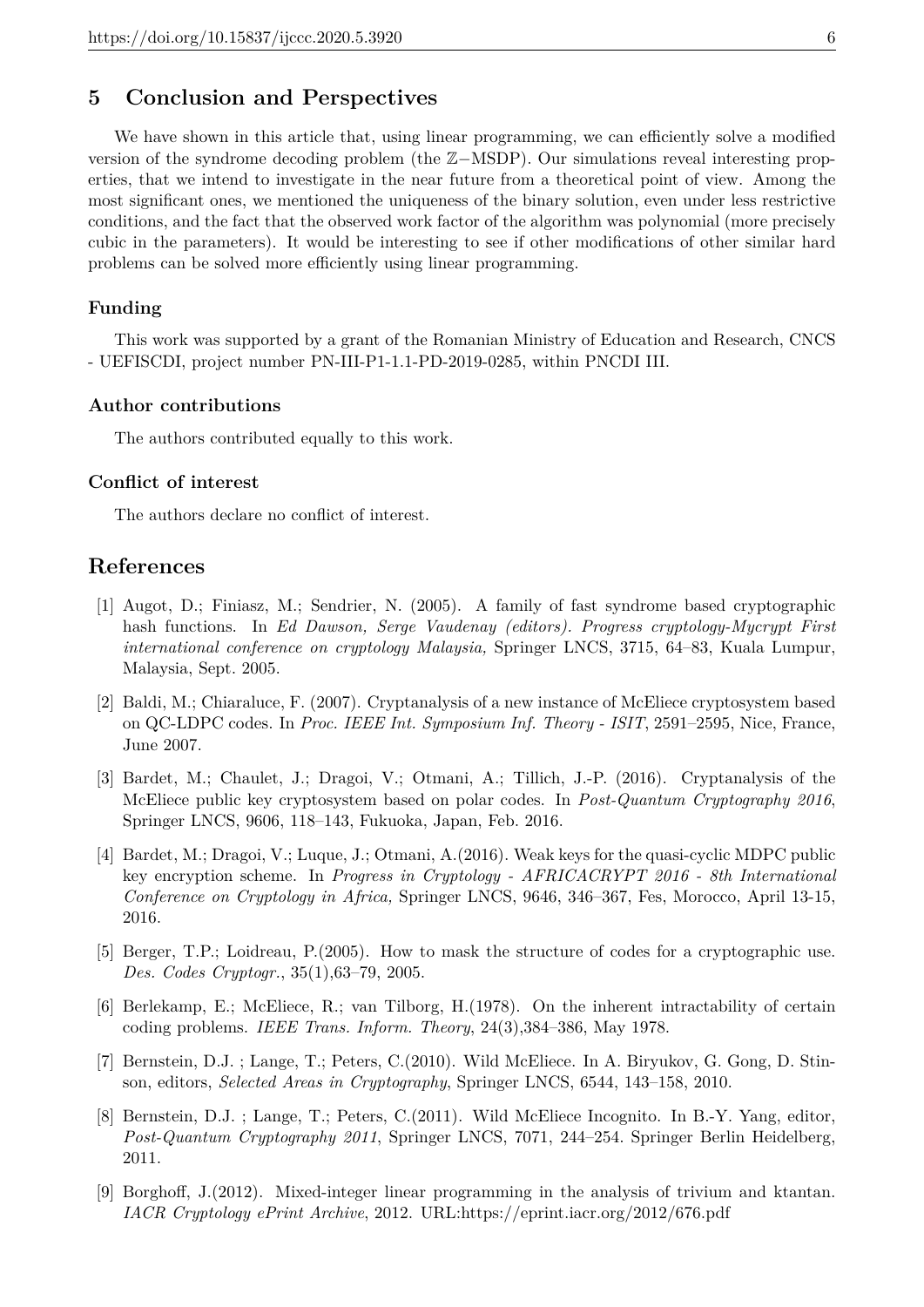## 5 Conclusion and Perspectives

We have shown in this article that, using linear programming, we can efficiently solve a modified version of the syndrome decoding problem (the $\mathbb{Z}-$MSDP). Our simulations reveal interesting properties, that we intend to investigate in the near future from a theoretical point of view. Among the most significant ones, we mentioned the uniqueness of the binary solution, even under less restrictive conditions, and the fact that the observed work factor of the algorithm was polynomial (more precisely cubic in the parameters). It would be interesting to see if other modifications of other similar hard problems can be solved more efficiently using linear programming.

### Funding

This work was supported by a grant of the Romanian Ministry of Education and Research, CNCS - UEFISCDI, project number PN-III-P1-1.1-PD-2019-0285, within PNCDI III.

### Author contributions

The authors contributed equally to this work.

### Conflict of interest

The authors declare no conflict of interest.

## References

[1] Augot, D.; Finiasz, M.; Sendrier, N. (2005). A family of fast syndrome based cryptographic hash functions. In *Ed Dawson, Serge Vaudenay (editors). Progress cryptology-Mycrypt First international conference on cryptology Malaysia,* Springer LNCS, 3715, 64–83, Kuala Lumpur, Malaysia, Sept. 2005.

[2] Baldi, M.; Chiaraluce, F. (2007). Cryptanalysis of a new instance of McEliece cryptosystem based on QC-LDPC codes. In *Proc. IEEE Int. Symposium Inf. Theory - ISIT*, 2591–2595, Nice, France, June 2007.

[3] Bardet, M.; Chaulet, J.; Dragoi, V.; Otmani, A.; Tillich, J.-P. (2016). Cryptanalysis of the McEliece public key cryptosystem based on polar codes. In *Post-Quantum Cryptography 2016*, Springer LNCS, 9606, 118–143, Fukuoka, Japan, Feb. 2016.

[4] Bardet, M.; Dragoi, V.; Luque, J.; Otmani, A.(2016). Weak keys for the quasi-cyclic MDPC public key encryption scheme. In *Progress in Cryptology - AFRICACRYPT 2016 - 8th International Conference on Cryptology in Africa,* Springer LNCS, 9646, 346–367, Fes, Morocco, April 13-15, 2016.

[5] Berger, T.P.; Loidreau, P.(2005). How to mask the structure of codes for a cryptographic use. *Des. Codes Cryptogr.*, 35(1),63–79, 2005.

[6] Berlekamp, E.; McEliece, R.; van Tilborg, H.(1978). On the inherent intractability of certain coding problems. *IEEE Trans. Inform. Theory*, 24(3),384–386, May 1978.

[7] Bernstein, D.J. ; Lange, T.; Peters, C.(2010). Wild McEliece. In A. Biryukov, G. Gong, D. Stinson, editors, *Selected Areas in Cryptography*, Springer LNCS, 6544, 143–158, 2010.

[8] Bernstein, D.J. ; Lange, T.; Peters, C.(2011). Wild McEliece Incognito. In B.-Y. Yang, editor, *Post-Quantum Cryptography 2011*, Springer LNCS, 7071, 244–254. Springer Berlin Heidelberg, 2011.

[9] Borghoff, J.(2012). Mixed-integer linear programming in the analysis of trivium and ktantan. *IACR Cryptology ePrint Archive*, 2012. URL:https://eprint.iacr.org/2012/676.pdf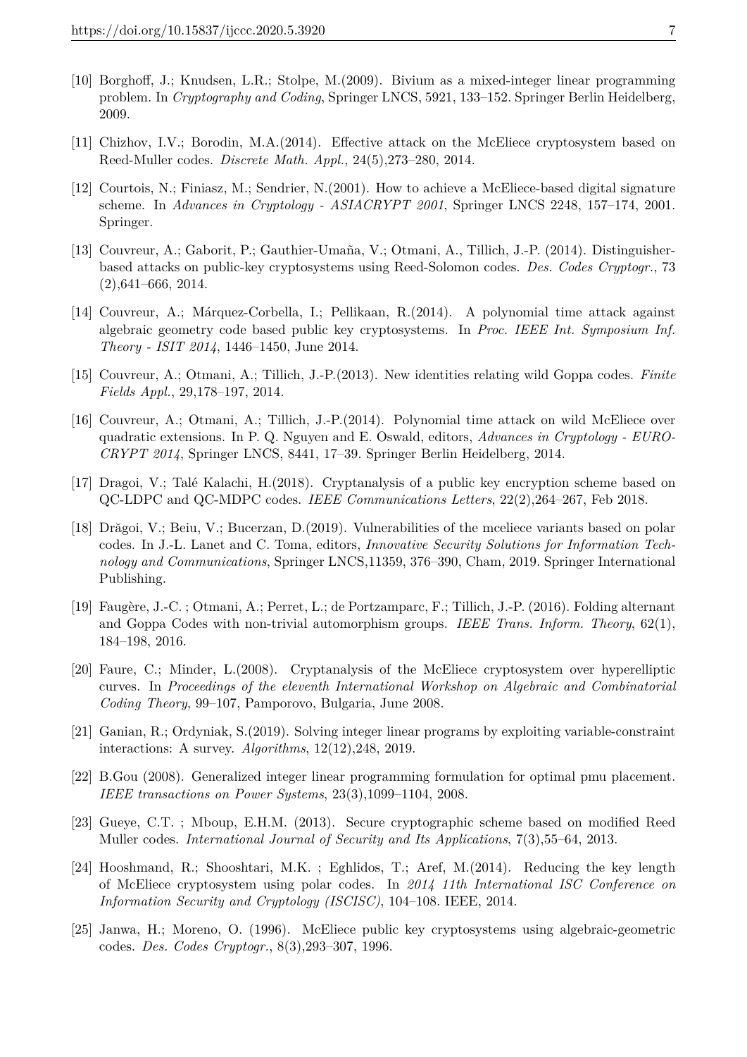[10] Borghoff, J.; Knudsen, L.R.; Stolpe, M.(2009). Bivium as a mixed-integer linear programming problem. In *Cryptography and Coding*, Springer LNCS, 5921, 133–152. Springer Berlin Heidelberg, 2009.

[11] Chizhov, I.V.; Borodin, M.A.(2014). Effective attack on the McEliece cryptosystem based on Reed-Muller codes. *Discrete Math. Appl.*, 24(5),273–280, 2014.

[12] Courtois, N.; Finiasz, M.; Sendrier, N.(2001). How to achieve a McEliece-based digital signature scheme. In *Advances in Cryptology - ASIACRYPT 2001*, Springer LNCS 2248, 157–174, 2001. Springer.

[13] Couvreur, A.; Gaborit, P.; Gauthier-Umaña, V.; Otmani, A., Tillich, J.-P. (2014). Distinguisher-based attacks on public-key cryptosystems using Reed-Solomon codes. *Des. Codes Cryptogr.*, 73 (2),641–666, 2014.

[14] Couvreur, A.; Márquez-Corbella, I.; Pellikaan, R.(2014). A polynomial time attack against algebraic geometry code based public key cryptosystems. In *Proc. IEEE Int. Symposium Inf. Theory - ISIT 2014*, 1446–1450, June 2014.

[15] Couvreur, A.; Otmani, A.; Tillich, J.-P.(2013). New identities relating wild Goppa codes. *Finite Fields Appl.*, 29,178–197, 2014.

[16] Couvreur, A.; Otmani, A.; Tillich, J.-P.(2014). Polynomial time attack on wild McEliece over quadratic extensions. In P. Q. Nguyen and E. Oswald, editors, *Advances in Cryptology - EUROCRYPT 2014*, Springer LNCS, 8441, 17–39. Springer Berlin Heidelberg, 2014.

[17] Dragoi, V.; Talé Kalachi, H.(2018). Cryptanalysis of a public key encryption scheme based on QC-LDPC and QC-MDPC codes. *IEEE Communications Letters*, 22(2),264–267, Feb 2018.

[18] Drăgoi, V.; Beiu, V.; Bucerzan, D.(2019). Vulnerabilities of the mceliece variants based on polar codes. In J.-L. Lanet and C. Toma, editors, *Innovative Security Solutions for Information Technology and Communications*, Springer LNCS,11359, 376–390, Cham, 2019. Springer International Publishing.

[19] Faugère, J.-C. ; Otmani, A.; Perret, L.; de Portzamparc, F.; Tillich, J.-P. (2016). Folding alternant and Goppa Codes with non-trivial automorphism groups. *IEEE Trans. Inform. Theory*, 62(1), 184–198, 2016.

[20] Faure, C.; Minder, L.(2008). Cryptanalysis of the McEliece cryptosystem over hyperelliptic curves. In *Proceedings of the eleventh International Workshop on Algebraic and Combinatorial Coding Theory*, 99–107, Pamporovo, Bulgaria, June 2008.

[21] Ganian, R.; Ordyniak, S.(2019). Solving integer linear programs by exploiting variable-constraint interactions: A survey. *Algorithms*, 12(12),248, 2019.

[22] B.Gou (2008). Generalized integer linear programming formulation for optimal pmu placement. *IEEE transactions on Power Systems*, 23(3),1099–1104, 2008.

[23] Gueye, C.T. ; Mboup, E.H.M. (2013). Secure cryptographic scheme based on modified Reed Muller codes. *International Journal of Security and Its Applications*, 7(3),55–64, 2013.

[24] Hooshmand, R.; Shooshtari, M.K. ; Eghlidos, T.; Aref, M.(2014). Reducing the key length of McEliece cryptosystem using polar codes. In *2014 11th International ISC Conference on Information Security and Cryptology (ISCISC)*, 104–108. IEEE, 2014.

[25] Janwa, H.; Moreno, O. (1996). McEliece public key cryptosystems using algebraic-geometric codes. *Des. Codes Cryptogr.*, 8(3),293–307, 1996.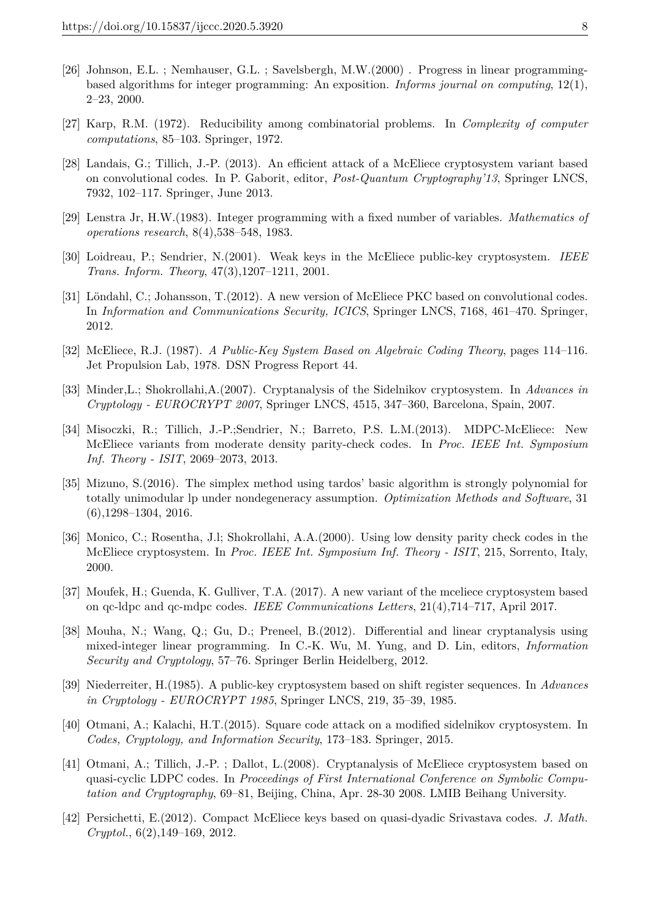[26] Johnson, E.L. ; Nemhauser, G.L. ; Savelsbergh, M.W.(2000) . Progress in linear programming-based algorithms for integer programming: An exposition. *Informs journal on computing*, 12(1), 2–23, 2000.

[27] Karp, R.M. (1972). Reducibility among combinatorial problems. In *Complexity of computer computations*, 85–103. Springer, 1972.

[28] Landais, G.; Tillich, J.-P. (2013). An efficient attack of a McEliece cryptosystem variant based on convolutional codes. In P. Gaborit, editor, *Post-Quantum Cryptography'13*, Springer LNCS, 7932, 102–117. Springer, June 2013.

[29] Lenstra Jr, H.W.(1983). Integer programming with a fixed number of variables. *Mathematics of operations research*, 8(4),538–548, 1983.

[30] Loidreau, P.; Sendrier, N.(2001). Weak keys in the McEliece public-key cryptosystem. *IEEE Trans. Inform. Theory*, 47(3),1207–1211, 2001.

[31] Löndahl, C.; Johansson, T.(2012). A new version of McEliece PKC based on convolutional codes. In *Information and Communications Security, ICICS*, Springer LNCS, 7168, 461–470. Springer, 2012.

[32] McEliece, R.J. (1987). *A Public-Key System Based on Algebraic Coding Theory*, pages 114–116. Jet Propulsion Lab, 1978. DSN Progress Report 44.

[33] Minder,L.; Shokrollahi,A.(2007). Cryptanalysis of the Sidelnikov cryptosystem. In *Advances in Cryptology - EUROCRYPT 2007*, Springer LNCS, 4515, 347–360, Barcelona, Spain, 2007.

[34] Misoczki, R.; Tillich, J.-P.;Sendrier, N.; Barreto, P.S. L.M.(2013). MDPC-McEliece: New McEliece variants from moderate density parity-check codes. In *Proc. IEEE Int. Symposium Inf. Theory - ISIT*, 2069–2073, 2013.

[35] Mizuno, S.(2016). The simplex method using tardos' basic algorithm is strongly polynomial for totally unimodular lp under nondegeneracy assumption. *Optimization Methods and Software*, 31 (6),1298–1304, 2016.

[36] Monico, C.; Rosentha, J.l; Shokrollahi, A.A.(2000). Using low density parity check codes in the McEliece cryptosystem. In *Proc. IEEE Int. Symposium Inf. Theory - ISIT*, 215, Sorrento, Italy, 2000.

[37] Moufek, H.; Guenda, K. Gulliver, T.A. (2017). A new variant of the mceliece cryptosystem based on qc-ldpc and qc-mdpc codes. *IEEE Communications Letters*, 21(4),714–717, April 2017.

[38] Mouha, N.; Wang, Q.; Gu, D.; Preneel, B.(2012). Differential and linear cryptanalysis using mixed-integer linear programming. In C.-K. Wu, M. Yung, and D. Lin, editors, *Information Security and Cryptology*, 57–76. Springer Berlin Heidelberg, 2012.

[39] Niederreiter, H.(1985). A public-key cryptosystem based on shift register sequences. In *Advances in Cryptology - EUROCRYPT 1985*, Springer LNCS, 219, 35–39, 1985.

[40] Otmani, A.; Kalachi, H.T.(2015). Square code attack on a modified sidelnikov cryptosystem. In *Codes, Cryptology, and Information Security*, 173–183. Springer, 2015.

[41] Otmani, A.; Tillich, J.-P. ; Dallot, L.(2008). Cryptanalysis of McEliece cryptosystem based on quasi-cyclic LDPC codes. In *Proceedings of First International Conference on Symbolic Computation and Cryptography*, 69–81, Beijing, China, Apr. 28-30 2008. LMIB Beihang University.

[42] Persichetti, E.(2012). Compact McEliece keys based on quasi-dyadic Srivastava codes. *J. Math. Cryptol.*, 6(2),149–169, 2012.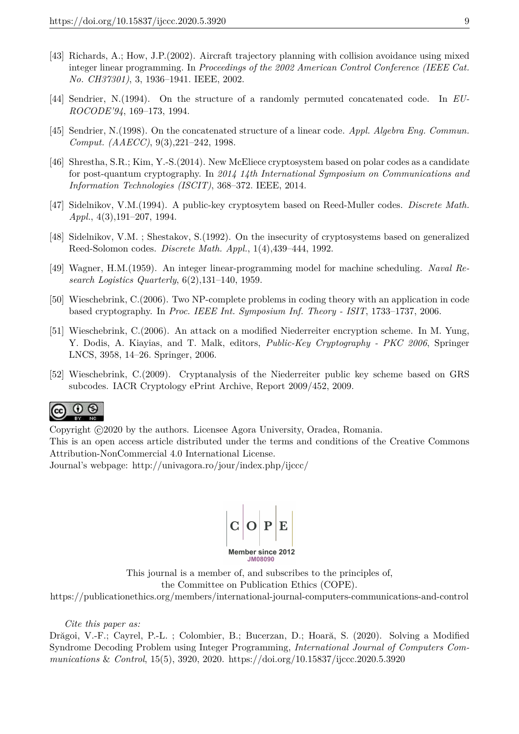[43] Richards, A.; How, J.P.(2002). Aircraft trajectory planning with collision avoidance using mixed integer linear programming. In *Proceedings of the 2002 American Control Conference (IEEE Cat. No. CH37301)*, 3, 1936–1941. IEEE, 2002.

[44] Sendrier, N.(1994). On the structure of a randomly permuted concatenated code. In *EUROCODE'94*, 169–173, 1994.

[45] Sendrier, N.(1998). On the concatenated structure of a linear code. *Appl. Algebra Eng. Commun. Comput. (AAECC)*, 9(3),221–242, 1998.

[46] Shrestha, S.R.; Kim, Y.-S.(2014). New McEliece cryptosystem based on polar codes as a candidate for post-quantum cryptography. In *2014 14th International Symposium on Communications and Information Technologies (ISCIT)*, 368–372. IEEE, 2014.

[47] Sidelnikov, V.M.(1994). A public-key cryptosytem based on Reed-Muller codes. *Discrete Math. Appl.*, 4(3),191–207, 1994.

[48] Sidelnikov, V.M. ; Shestakov, S.(1992). On the insecurity of cryptosystems based on generalized Reed-Solomon codes. *Discrete Math. Appl.*, 1(4),439–444, 1992.

[49] Wagner, H.M.(1959). An integer linear-programming model for machine scheduling. *Naval Research Logistics Quarterly*, 6(2),131–140, 1959.

[50] Wieschebrink, C.(2006). Two NP-complete problems in coding theory with an application in code based cryptography. In *Proc. IEEE Int. Symposium Inf. Theory - ISIT*, 1733–1737, 2006.

[51] Wieschebrink, C.(2006). An attack on a modified Niederreiter encryption scheme. In M. Yung, Y. Dodis, A. Kiayias, and T. Malk, editors, *Public-Key Cryptography - PKC 2006*, Springer LNCS, 3958, 14–26. Springer, 2006.

[52] Wieschebrink, C.(2009). Cryptanalysis of the Niederreiter public key scheme based on GRS subcodes. IACR Cryptology ePrint Archive, Report 2009/452, 2009.

Copyright ©2020 by the authors. Licensee Agora University, Oradea, Romania.
This is an open access article distributed under the terms and conditions of the Creative Commons Attribution-NonCommercial 4.0 International License.
Journal's webpage: http://univagora.ro/jour/index.php/ijccc/

C O P E
Member since 2012
JM08090

This journal is a member of, and subscribes to the principles of,
the Committee on Publication Ethics (COPE).
https://publicationethics.org/members/international-journal-computers-communications-and-control

*Cite this paper as:*

Drăgoi, V.-F.; Cayrel, P.-L. ; Colombier, B.; Bucerzan, D.; Hoară, S. (2020). Solving a Modified Syndrome Decoding Problem using Integer Programming, *International Journal of Computers Communications & Control*, 15(5), 3920, 2020. https://doi.org/10.15837/ijccc.2020.5.3920